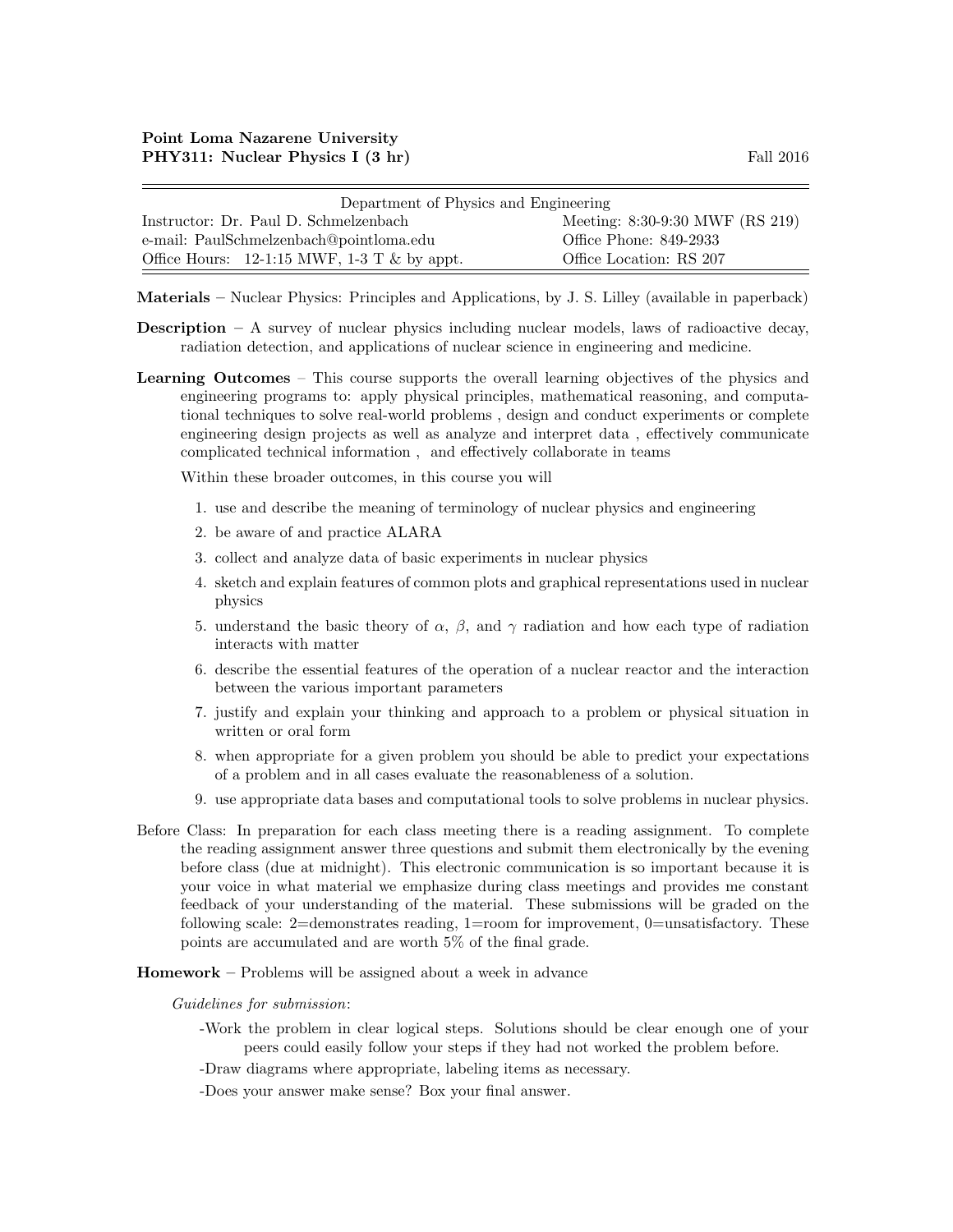**Point Loma Nazarene University**
**PHY311: Nuclear Physics I (3 hr)** Fall 2016

| Department of Physics and Engineering | |
|---|---|
| Instructor: Dr. Paul D. Schmelzenbach | Meeting: 8:30-9:30 MWF (RS 219) |
| e-mail: PaulSchmelzenbach@pointloma.edu | Office Phone: 849-2933 |
| Office Hours: 12-1:15 MWF, 1-3 T & by appt. | Office Location: RS 207 |

**Materials** – Nuclear Physics: Principles and Applications, by J. S. Lilley (available in paperback)

**Description** – A survey of nuclear physics including nuclear models, laws of radioactive decay, radiation detection, and applications of nuclear science in engineering and medicine.

**Learning Outcomes** – This course supports the overall learning objectives of the physics and engineering programs to: apply physical principles, mathematical reasoning, and computational techniques to solve real-world problems , design and conduct experiments or complete engineering design projects as well as analyze and interpret data , effectively communicate complicated technical information , and effectively collaborate in teams

Within these broader outcomes, in this course you will

1. use and describe the meaning of terminology of nuclear physics and engineering
2. be aware of and practice ALARA
3. collect and analyze data of basic experiments in nuclear physics
4. sketch and explain features of common plots and graphical representations used in nuclear physics
5. understand the basic theory of $\alpha$, $\beta$, and $\gamma$ radiation and how each type of radiation interacts with matter
6. describe the essential features of the operation of a nuclear reactor and the interaction between the various important parameters
7. justify and explain your thinking and approach to a problem or physical situation in written or oral form
8. when appropriate for a given problem you should be able to predict your expectations of a problem and in all cases evaluate the reasonableness of a solution.
9. use appropriate data bases and computational tools to solve problems in nuclear physics.

Before Class: In preparation for each class meeting there is a reading assignment. To complete the reading assignment answer three questions and submit them electronically by the evening before class (due at midnight). This electronic communication is so important because it is your voice in what material we emphasize during class meetings and provides me constant feedback of your understanding of the material. These submissions will be graded on the following scale: 2=demonstrates reading, 1=room for improvement, 0=unsatisfactory. These points are accumulated and are worth 5% of the final grade.

**Homework** – Problems will be assigned about a week in advance

*Guidelines for submission*:

-Work the problem in clear logical steps. Solutions should be clear enough one of your peers could easily follow your steps if they had not worked the problem before.

-Draw diagrams where appropriate, labeling items as necessary.

-Does your answer make sense? Box your final answer.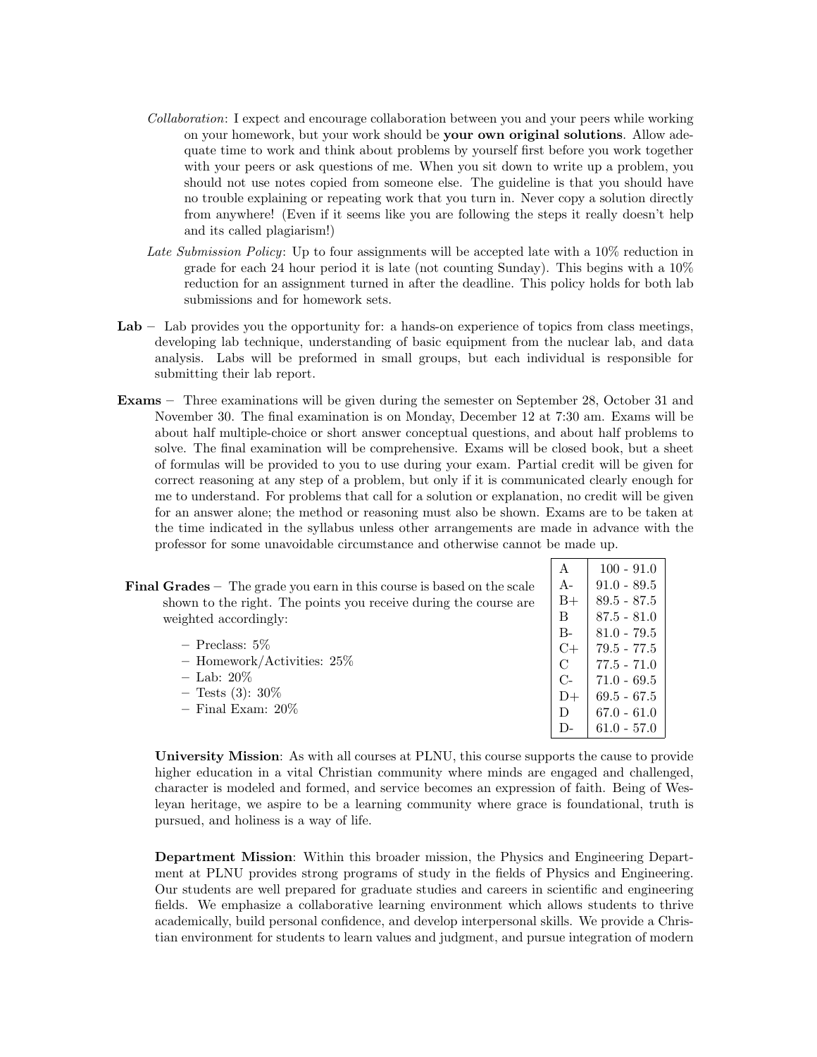*Collaboration*: I expect and encourage collaboration between you and your peers while working on your homework, but your work should be **your own original solutions**. Allow adequate time to work and think about problems by yourself first before you work together with your peers or ask questions of me. When you sit down to write up a problem, you should not use notes copied from someone else. The guideline is that you should have no trouble explaining or repeating work that you turn in. Never copy a solution directly from anywhere! (Even if it seems like you are following the steps it really doesn't help and its called plagiarism!)

*Late Submission Policy*: Up to four assignments will be accepted late with a 10% reduction in grade for each 24 hour period it is late (not counting Sunday). This begins with a 10% reduction for an assignment turned in after the deadline. This policy holds for both lab submissions and for homework sets.

**Lab** – Lab provides you the opportunity for: a hands-on experience of topics from class meetings, developing lab technique, understanding of basic equipment from the nuclear lab, and data analysis. Labs will be preformed in small groups, but each individual is responsible for submitting their lab report.

**Exams** – Three examinations will be given during the semester on September 28, October 31 and November 30. The final examination is on Monday, December 12 at 7:30 am. Exams will be about half multiple-choice or short answer conceptual questions, and about half problems to solve. The final examination will be comprehensive. Exams will be closed book, but a sheet of formulas will be provided to you to use during your exam. Partial credit will be given for correct reasoning at any step of a problem, but only if it is communicated clearly enough for me to understand. For problems that call for a solution or explanation, no credit will be given for an answer alone; the method or reasoning must also be shown. Exams are to be taken at the time indicated in the syllabus unless other arrangements are made in advance with the professor for some unavoidable circumstance and otherwise cannot be made up.

**Final Grades** – The grade you earn in this course is based on the scale shown to the right. The points you receive during the course are weighted accordingly:

- Preclass: 5%
- Homework/Activities: 25%
- Lab: 20%
- Tests (3): 30%
- Final Exam: 20%

| Grade | Range |
|---|---|
| A | 100 - 91.0 |
| A- | 91.0 - 89.5 |
| B+ | 89.5 - 87.5 |
| B | 87.5 - 81.0 |
| B- | 81.0 - 79.5 |
| C+ | 79.5 - 77.5 |
| C | 77.5 - 71.0 |
| C- | 71.0 - 69.5 |
| D+ | 69.5 - 67.5 |
| D | 67.0 - 61.0 |
| D- | 61.0 - 57.0 |

**University Mission**: As with all courses at PLNU, this course supports the cause to provide higher education in a vital Christian community where minds are engaged and challenged, character is modeled and formed, and service becomes an expression of faith. Being of Wesleyan heritage, we aspire to be a learning community where grace is foundational, truth is pursued, and holiness is a way of life.

**Department Mission**: Within this broader mission, the Physics and Engineering Department at PLNU provides strong programs of study in the fields of Physics and Engineering. Our students are well prepared for graduate studies and careers in scientific and engineering fields. We emphasize a collaborative learning environment which allows students to thrive academically, build personal confidence, and develop interpersonal skills. We provide a Christian environment for students to learn values and judgment, and pursue integration of modern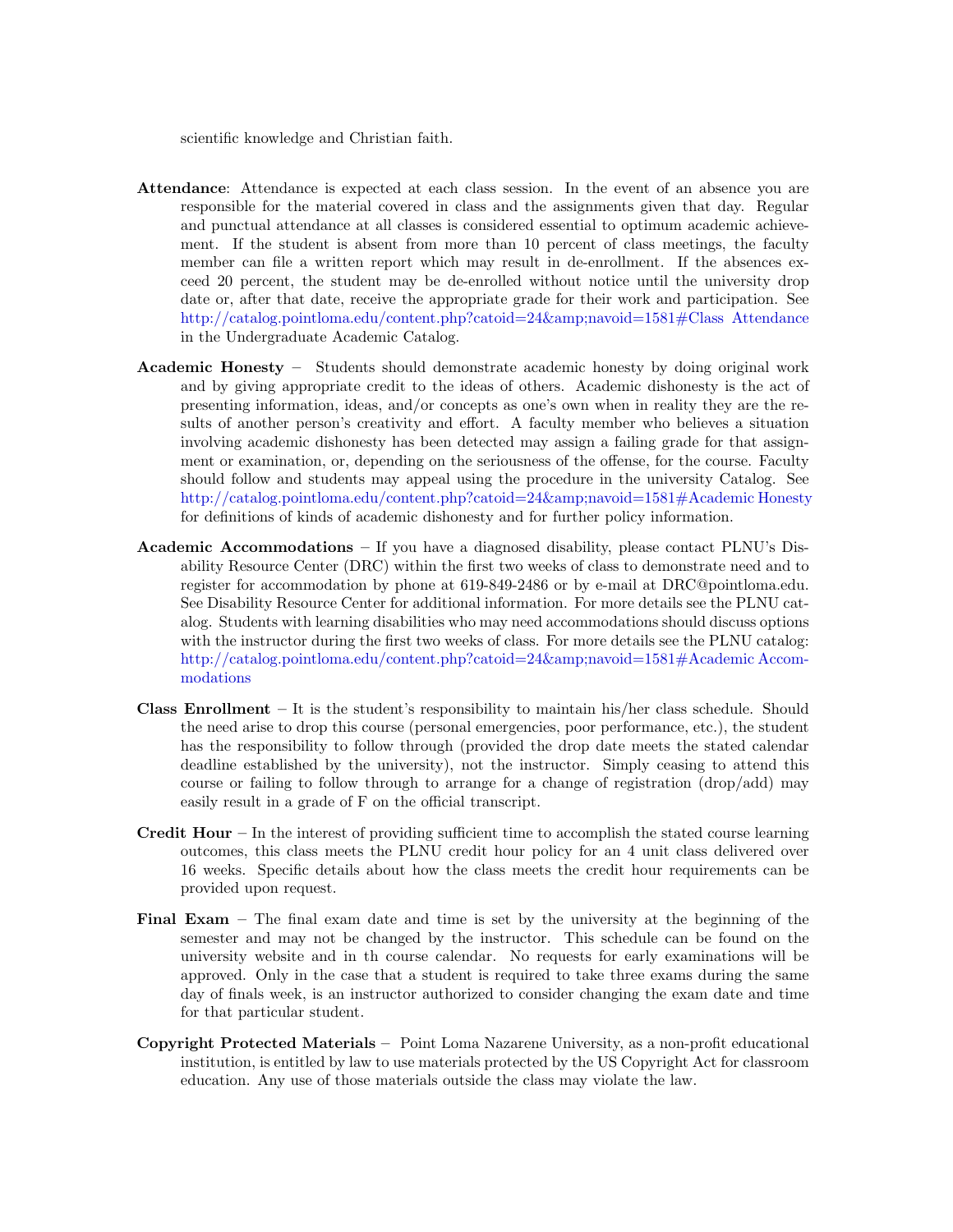scientific knowledge and Christian faith.

**Attendance**: Attendance is expected at each class session. In the event of an absence you are responsible for the material covered in class and the assignments given that day. Regular and punctual attendance at all classes is considered essential to optimum academic achievement. If the student is absent from more than 10 percent of class meetings, the faculty member can file a written report which may result in de-enrollment. If the absences exceed 20 percent, the student may be de-enrolled without notice until the university drop date or, after that date, receive the appropriate grade for their work and participation. See http://catalog.pointloma.edu/content.php?catoid=24&amp;navoid=1581#Class Attendance in the Undergraduate Academic Catalog.

**Academic Honesty** – Students should demonstrate academic honesty by doing original work and by giving appropriate credit to the ideas of others. Academic dishonesty is the act of presenting information, ideas, and/or concepts as one's own when in reality they are the results of another person's creativity and effort. A faculty member who believes a situation involving academic dishonesty has been detected may assign a failing grade for that assignment or examination, or, depending on the seriousness of the offense, for the course. Faculty should follow and students may appeal using the procedure in the university Catalog. See http://catalog.pointloma.edu/content.php?catoid=24&amp;navoid=1581#Academic Honesty for definitions of kinds of academic dishonesty and for further policy information.

**Academic Accommodations** – If you have a diagnosed disability, please contact PLNU's Disability Resource Center (DRC) within the first two weeks of class to demonstrate need and to register for accommodation by phone at 619-849-2486 or by e-mail at DRC@pointloma.edu. See Disability Resource Center for additional information. For more details see the PLNU catalog. Students with learning disabilities who may need accommodations should discuss options with the instructor during the first two weeks of class. For more details see the PLNU catalog: http://catalog.pointloma.edu/content.php?catoid=24&amp;navoid=1581#Academic Accommodations

**Class Enrollment** – It is the student's responsibility to maintain his/her class schedule. Should the need arise to drop this course (personal emergencies, poor performance, etc.), the student has the responsibility to follow through (provided the drop date meets the stated calendar deadline established by the university), not the instructor. Simply ceasing to attend this course or failing to follow through to arrange for a change of registration (drop/add) may easily result in a grade of F on the official transcript.

**Credit Hour** – In the interest of providing sufficient time to accomplish the stated course learning outcomes, this class meets the PLNU credit hour policy for an 4 unit class delivered over 16 weeks. Specific details about how the class meets the credit hour requirements can be provided upon request.

**Final Exam** – The final exam date and time is set by the university at the beginning of the semester and may not be changed by the instructor. This schedule can be found on the university website and in th course calendar. No requests for early examinations will be approved. Only in the case that a student is required to take three exams during the same day of finals week, is an instructor authorized to consider changing the exam date and time for that particular student.

**Copyright Protected Materials** – Point Loma Nazarene University, as a non-profit educational institution, is entitled by law to use materials protected by the US Copyright Act for classroom education. Any use of those materials outside the class may violate the law.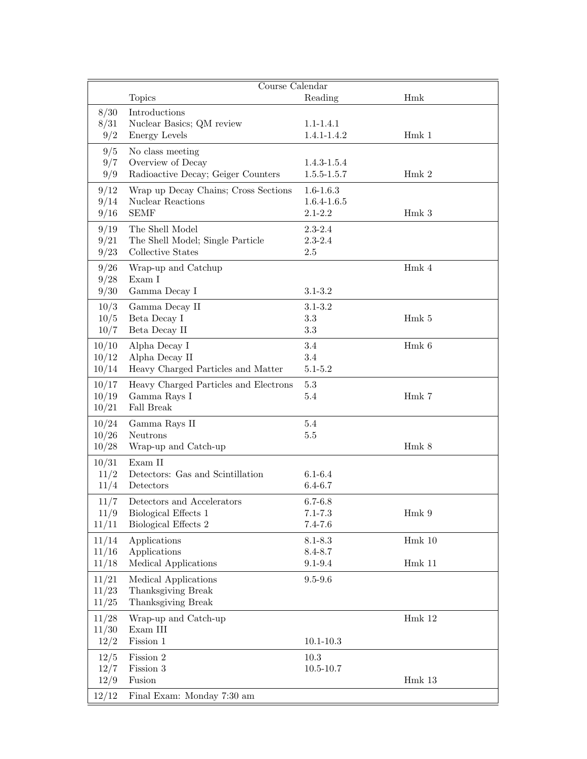| Course Calendar | | | |
|---|---|---|---|
| | Topics | Reading | Hmk |
| 8/30 | Introductions | | |
| 8/31 | Nuclear Basics; QM review | 1.1-1.4.1 | |
| 9/2 | Energy Levels | 1.4.1-1.4.2 | Hmk 1 |
| 9/5 | No class meeting | | |
| 9/7 | Overview of Decay | 1.4.3-1.5.4 | |
| 9/9 | Radioactive Decay; Geiger Counters | 1.5.5-1.5.7 | Hmk 2 |
| 9/12 | Wrap up Decay Chains; Cross Sections | 1.6-1.6.3 | |
| 9/14 | Nuclear Reactions | 1.6.4-1.6.5 | |
| 9/16 | SEMF | 2.1-2.2 | Hmk 3 |
| 9/19 | The Shell Model | 2.3-2.4 | |
| 9/21 | The Shell Model; Single Particle | 2.3-2.4 | |
| 9/23 | Collective States | 2.5 | |
| 9/26 | Wrap-up and Catchup | | Hmk 4 |
| 9/28 | Exam I | | |
| 9/30 | Gamma Decay I | 3.1-3.2 | |
| 10/3 | Gamma Decay II | 3.1-3.2 | |
| 10/5 | Beta Decay I | 3.3 | Hmk 5 |
| 10/7 | Beta Decay II | 3.3 | |
| 10/10 | Alpha Decay I | 3.4 | Hmk 6 |
| 10/12 | Alpha Decay II | 3.4 | |
| 10/14 | Heavy Charged Particles and Matter | 5.1-5.2 | |
| 10/17 | Heavy Charged Particles and Electrons | 5.3 | |
| 10/19 | Gamma Rays I | 5.4 | Hmk 7 |
| 10/21 | Fall Break | | |
| 10/24 | Gamma Rays II | 5.4 | |
| 10/26 | Neutrons | 5.5 | |
| 10/28 | Wrap-up and Catch-up | | Hmk 8 |
| 10/31 | Exam II | | |
| 11/2 | Detectors: Gas and Scintillation | 6.1-6.4 | |
| 11/4 | Detectors | 6.4-6.7 | |
| 11/7 | Detectors and Accelerators | 6.7-6.8 | |
| 11/9 | Biological Effects 1 | 7.1-7.3 | Hmk 9 |
| 11/11 | Biological Effects 2 | 7.4-7.6 | |
| 11/14 | Applications | 8.1-8.3 | Hmk 10 |
| 11/16 | Applications | 8.4-8.7 | |
| 11/18 | Medical Applications | 9.1-9.4 | Hmk 11 |
| 11/21 | Medical Applications | 9.5-9.6 | |
| 11/23 | Thanksgiving Break | | |
| 11/25 | Thanksgiving Break | | |
| 11/28 | Wrap-up and Catch-up | | Hmk 12 |
| 11/30 | Exam III | | |
| 12/2 | Fission 1 | 10.1-10.3 | |
| 12/5 | Fission 2 | 10.3 | |
| 12/7 | Fission 3 | 10.5-10.7 | |
| 12/9 | Fusion | | Hmk 13 |
| 12/12 | Final Exam: Monday 7:30 am | | |